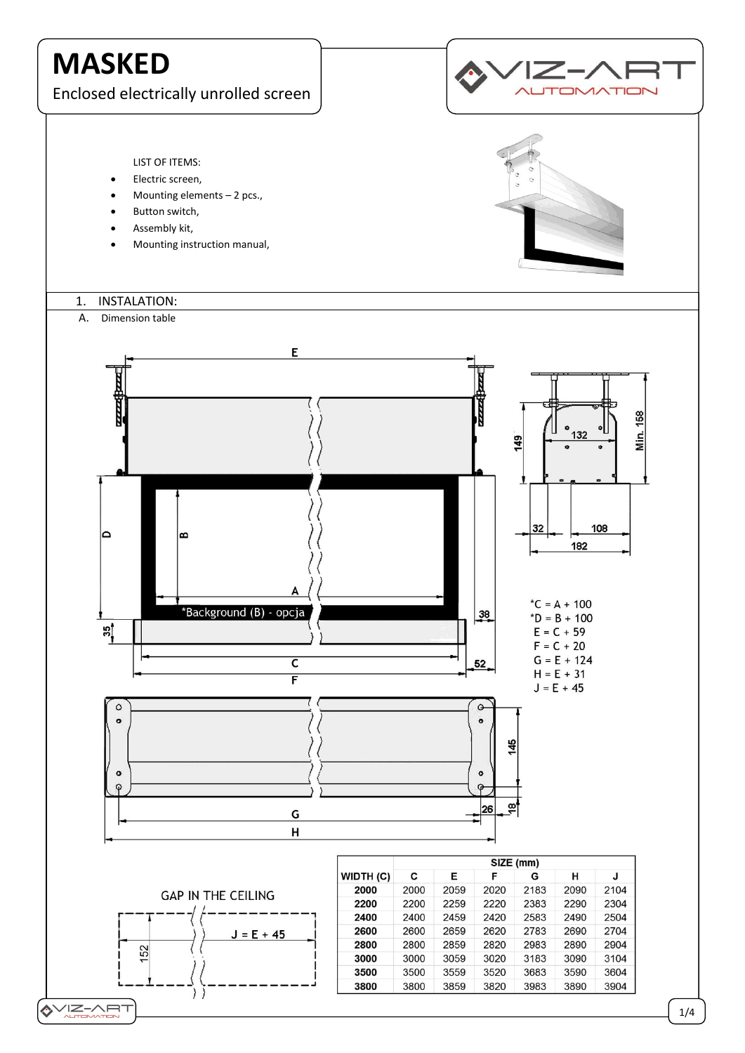# MASKED

Enclosed electrically unrolled screen

LIST OF ITEMS:

- Electric screen,
- Mounting elements – 2 pcs.,
- Button switch,
- Assembly kit,
- Mounting instruction manual,

## 1. INSTALATION:

### A. Dimension table

*Background (B) - opcja

*C = A + 100
*D = B + 100
E = C + 59
F = C + 20
G = E + 124
H = E + 31
J = E + 45

GAP IN THE CEILING

J = E + 45

152

| | SIZE (mm) | | | | | |
|---|---|---|---|---|---|---|
| WIDTH (C) | C | E | F | G | H | J |
| 2000 | 2000 | 2059 | 2020 | 2183 | 2090 | 2104 |
| 2200 | 2200 | 2259 | 2220 | 2383 | 2290 | 2304 |
| 2400 | 2400 | 2459 | 2420 | 2583 | 2490 | 2504 |
| 2600 | 2600 | 2659 | 2620 | 2783 | 2690 | 2704 |
| 2800 | 2800 | 2859 | 2820 | 2983 | 2890 | 2904 |
| 3000 | 3000 | 3059 | 3020 | 3183 | 3090 | 3104 |
| 3500 | 3500 | 3559 | 3520 | 3683 | 3590 | 3604 |
| 3800 | 3800 | 3859 | 3820 | 3983 | 3890 | 3904 |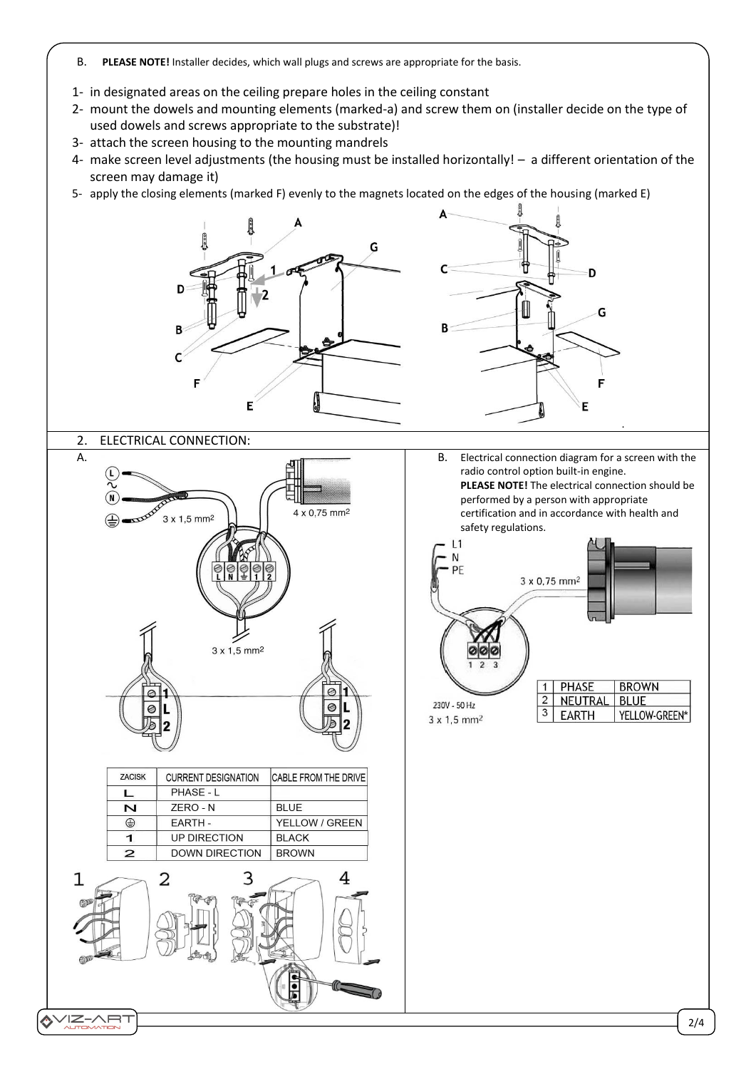B. **PLEASE NOTE!** Installer decides, which wall plugs and screws are appropriate for the basis.

1- in designated areas on the ceiling prepare holes in the ceiling constant
2- mount the dowels and mounting elements (marked-a) and screw them on (installer decide on the type of used dowels and screws appropriate to the substrate)!
3- attach the screen housing to the mounting mandrels
4- make screen level adjustments (the housing must be installed horizontally! – a different orientation of the screen may damage it)
5- apply the closing elements (marked F) evenly to the magnets located on the edges of the housing (marked E)

## 2. ELECTRICAL CONNECTION:

A.

3 x 1,5 mm2

4 x 0,75 mm2

3 x 1,5 mm2

| ZACISK | CURRENT DESIGNATION | CABLE FROM THE DRIVE |
|---|---|---|
| L | PHASE - L | |
| N | ZERO - N | BLUE |
| ⏚ | EARTH - | YELLOW / GREEN |
| 1 | UP DIRECTION | BLACK |
| 2 | DOWN DIRECTION | BROWN |

B. Electrical connection diagram for a screen with the radio control option built-in engine.
**PLEASE NOTE!** The electrical connection should be performed by a person with appropriate certification and in accordance with health and safety regulations.

L1
N
PE

3 x 0,75 mm2

230V - 50 Hz
3 x 1,5 mm2

| 1 | PHASE | BROWN |
|---|---|---|
| 2 | NEUTRAL | BLUE |
| 3 | EARTH | YELLOW-GREEN* |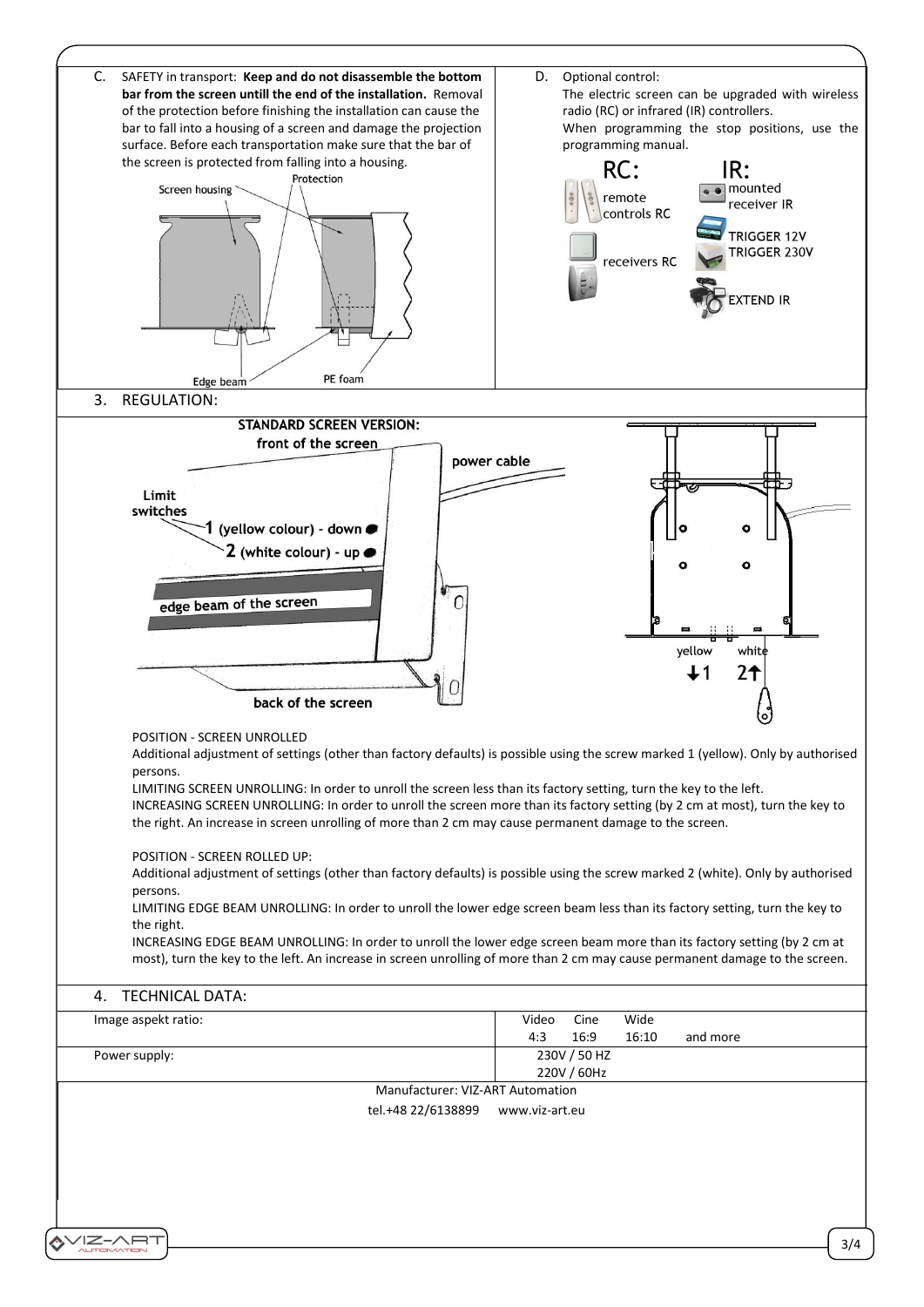C. SAFETY in transport: **Keep and do not disassemble the bottom bar from the screen untill the end of the installation.** Removal of the protection before finishing the installation can cause the bar to fall into a housing of a screen and damage the projection surface. Before each transportation make sure that the bar of the screen is protected from falling into a housing.

Screen housing, Protection, Edge beam, PE foam

D. Optional control:
The electric screen can be upgraded with wireless radio (RC) or infrared (IR) controllers.
When programming the stop positions, use the programming manual.

RC: remote controls RC, receivers RC

IR: mounted receiver IR, TRIGGER 12V, TRIGGER 230V, EXTEND IR

## 3. REGULATION:

**STANDARD SCREEN VERSION:**

front of the screen, power cable, Limit switches: **1** (yellow colour) - down, **2** (white colour) - up, edge beam of the screen, back of the screen

yellow ↓1, white 2↑

POSITION - SCREEN UNROLLED
Additional adjustment of settings (other than factory defaults) is possible using the screw marked 1 (yellow). Only by authorised persons.
LIMITING SCREEN UNROLLING: In order to unroll the screen less than its factory setting, turn the key to the left.
INCREASING SCREEN UNROLLING: In order to unroll the screen more than its factory setting (by 2 cm at most), turn the key to the right. An increase in screen unrolling of more than 2 cm may cause permanent damage to the screen.

POSITION - SCREEN ROLLED UP:
Additional adjustment of settings (other than factory defaults) is possible using the screw marked 2 (white). Only by authorised persons.
LIMITING EDGE BEAM UNROLLING: In order to unroll the lower edge screen beam less than its factory setting, turn the key to the right.
INCREASING EDGE BEAM UNROLLING: In order to unroll the lower edge screen beam more than its factory setting (by 2 cm at most), turn the key to the left. An increase in screen unrolling of more than 2 cm may cause permanent damage to the screen.

## 4. TECHNICAL DATA:

| | |
|---|---|
| Image aspekt ratio: | Video 4:3, Cine 16:9, Wide 16:10 and more |
| Power supply: | 230V / 50 HZ<br>220V / 60Hz |

Manufacturer: VIZ-ART Automation

tel.+48 22/6138899 www.viz-art.eu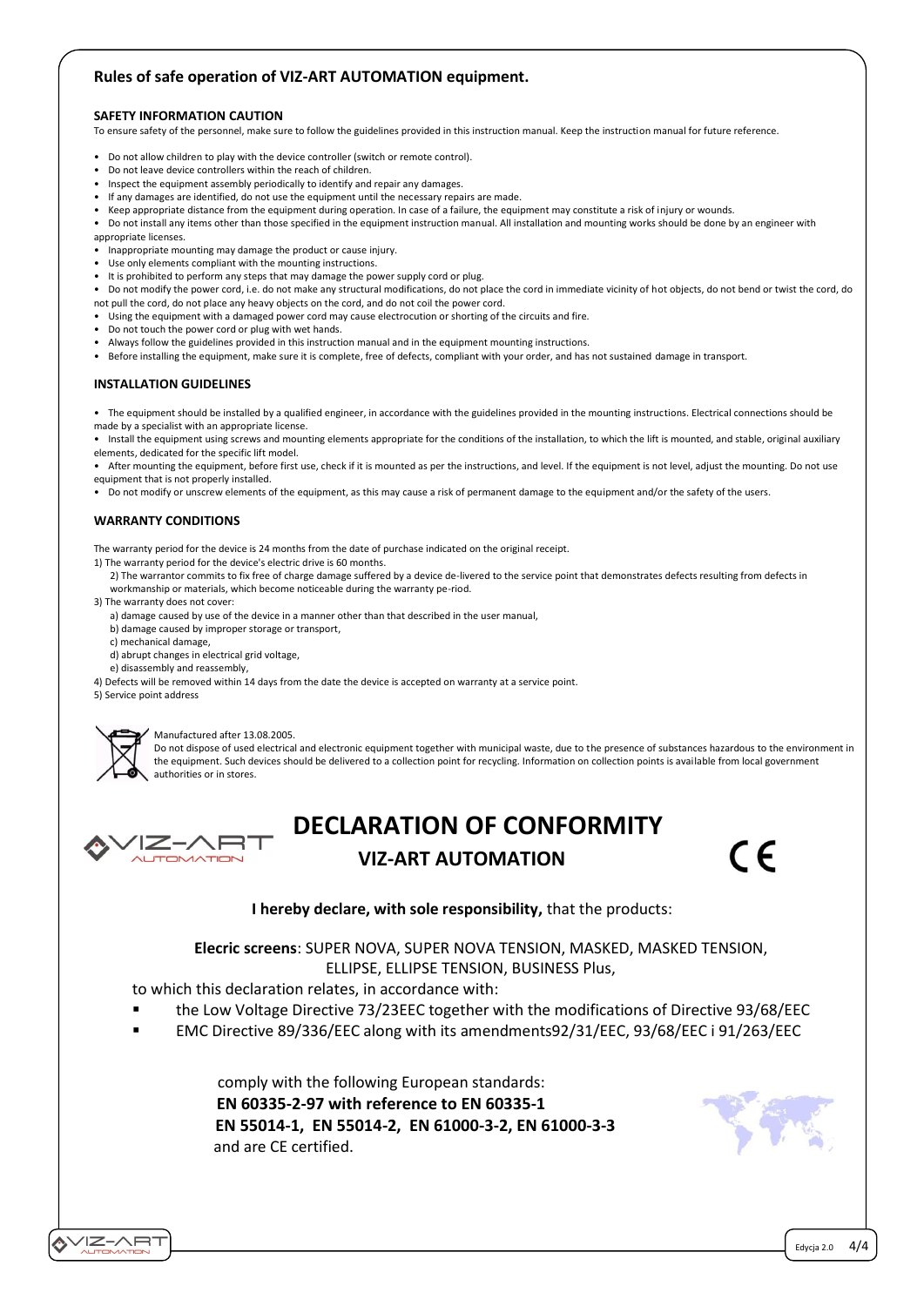## Rules of safe operation of VIZ-ART AUTOMATION equipment.

### SAFETY INFORMATION CAUTION

To ensure safety of the personnel, make sure to follow the guidelines provided in this instruction manual. Keep the instruction manual for future reference.

- Do not allow children to play with the device controller (switch or remote control).
- Do not leave device controllers within the reach of children.
- Inspect the equipment assembly periodically to identify and repair any damages.
- If any damages are identified, do not use the equipment until the necessary repairs are made.
- Keep appropriate distance from the equipment during operation. In case of a failure, the equipment may constitute a risk of injury or wounds.
- Do not install any items other than those specified in the equipment instruction manual. All installation and mounting works should be done by an engineer with appropriate licenses.
- Inappropriate mounting may damage the product or cause injury.
- Use only elements compliant with the mounting instructions.
- It is prohibited to perform any steps that may damage the power supply cord or plug.
- Do not modify the power cord, i.e. do not make any structural modifications, do not place the cord in immediate vicinity of hot objects, do not bend or twist the cord, do not pull the cord, do not place any heavy objects on the cord, and do not coil the power cord.
- Using the equipment with a damaged power cord may cause electrocution or shorting of the circuits and fire.
- Do not touch the power cord or plug with wet hands.
- Always follow the guidelines provided in this instruction manual and in the equipment mounting instructions.
- Before installing the equipment, make sure it is complete, free of defects, compliant with your order, and has not sustained damage in transport.

### INSTALLATION GUIDELINES

- The equipment should be installed by a qualified engineer, in accordance with the guidelines provided in the mounting instructions. Electrical connections should be made by a specialist with an appropriate license.
- Install the equipment using screws and mounting elements appropriate for the conditions of the installation, to which the lift is mounted, and stable, original auxiliary elements, dedicated for the specific lift model.
- After mounting the equipment, before first use, check if it is mounted as per the instructions, and level. If the equipment is not level, adjust the mounting. Do not use equipment that is not properly installed.
- Do not modify or unscrew elements of the equipment, as this may cause a risk of permanent damage to the equipment and/or the safety of the users.

### WARRANTY CONDITIONS

The warranty period for the device is 24 months from the date of purchase indicated on the original receipt.

1) The warranty period for the device's electric drive is 60 months.
   2) The warrantor commits to fix free of charge damage suffered by a device de-livered to the service point that demonstrates defects resulting from defects in workmanship or materials, which become noticeable during the warranty pe-riod.
3) The warranty does not cover:
   a) damage caused by use of the device in a manner other than that described in the user manual,
   b) damage caused by improper storage or transport,
   c) mechanical damage,
   d) abrupt changes in electrical grid voltage,
   e) disassembly and reassembly,
4) Defects will be removed within 14 days from the date the device is accepted on warranty at a service point.
5) Service point address

Manufactured after 13.08.2005.
Do not dispose of used electrical and electronic equipment together with municipal waste, due to the presence of substances hazardous to the environment in the equipment. Such devices should be delivered to a collection point for recycling. Information on collection points is available from local government authorities or in stores.

# DECLARATION OF CONFORMITY

## VIZ-ART AUTOMATION

**I hereby declare, with sole responsibility,** that the products:

**Elecric screens**: SUPER NOVA, SUPER NOVA TENSION, MASKED, MASKED TENSION, ELLIPSE, ELLIPSE TENSION, BUSINESS Plus,

to which this declaration relates, in accordance with:

- the Low Voltage Directive 73/23EEC together with the modifications of Directive 93/68/EEC
- EMC Directive 89/336/EEC along with its amendments92/31/EEC, 93/68/EEC i 91/263/EEC

comply with the following European standards:
**EN 60335-2-97 with reference to EN 60335-1**
**EN 55014-1, EN 55014-2, EN 61000-3-2, EN 61000-3-3**
and are CE certified.